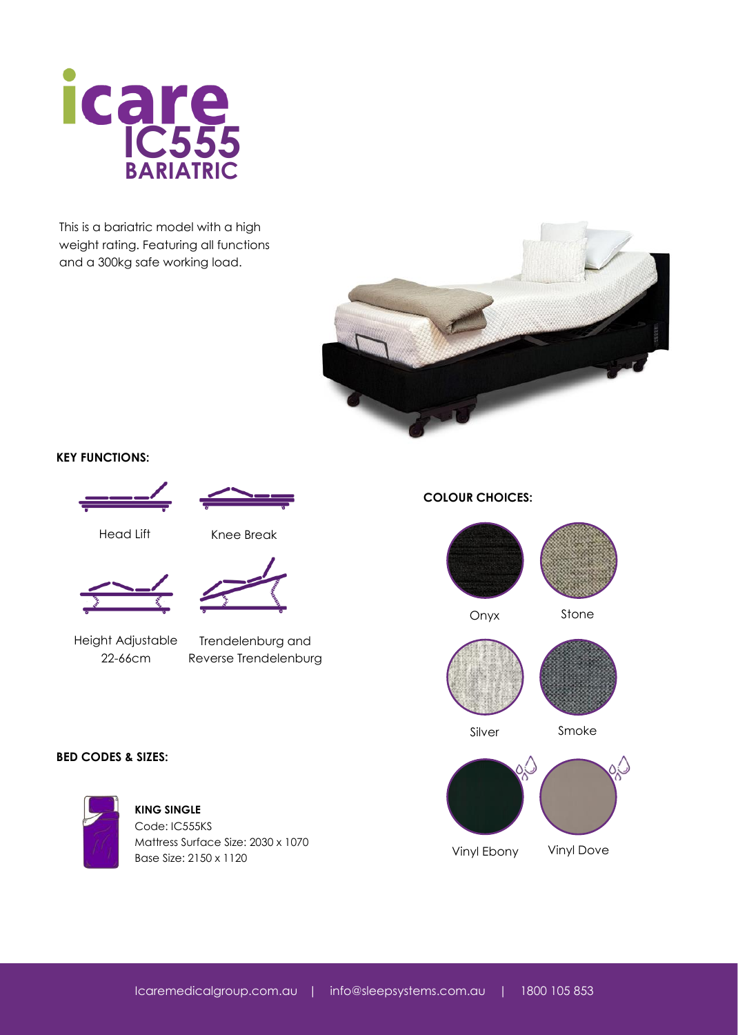# icare IC555 BARIATRIC

This is a bariatric model with a high weight rating. Featuring all functions and a 300kg safe working load.

**KEY FUNCTIONS:**

- Head Lift
- Knee Break
- Height Adjustable 22-66cm
- Trendelenburg and Reverse Trendelenburg

**COLOUR CHOICES:**

- Onyx
- Stone
- Silver
- Smoke
- Vinyl Ebony
- Vinyl Dove

**BED CODES & SIZES:**

**KING SINGLE**
Code: IC555KS
Mattress Surface Size: 2030 x 1070
Base Size: 2150 x 1120

Icaremedicalgroup.com.au | info@sleepsystems.com.au | 1800 105 853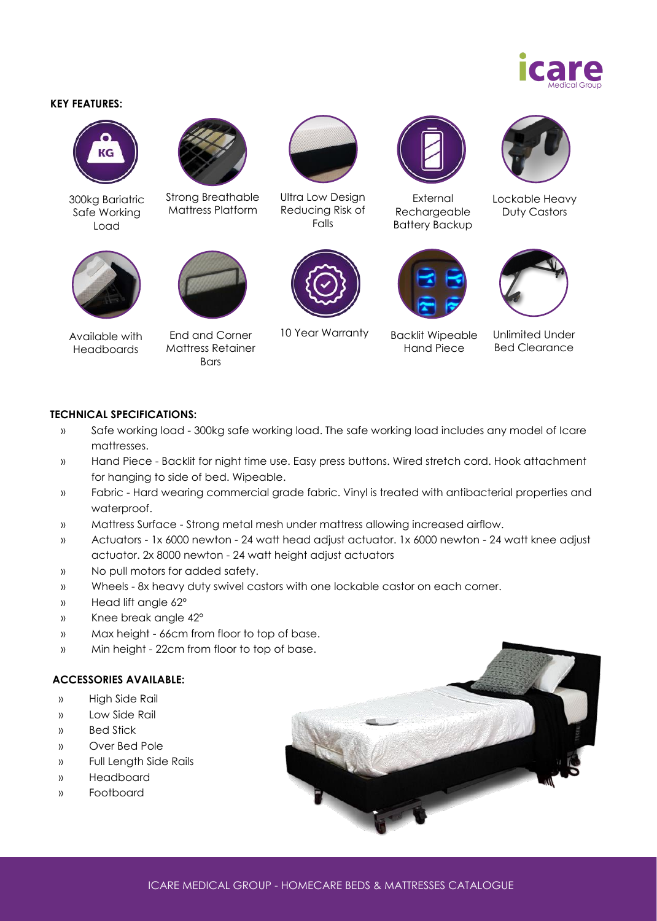## KEY FEATURES:

300kg Bariatric Safe Working Load

Strong Breathable Mattress Platform

Ultra Low Design Reducing Risk of Falls

External Rechargeable Battery Backup

Lockable Heavy Duty Castors

Available with Headboards

End and Corner Mattress Retainer Bars

10 Year Warranty

Backlit Wipeable Hand Piece

Unlimited Under Bed Clearance

## TECHNICAL SPECIFICATIONS:

- Safe working load - 300kg safe working load. The safe working load includes any model of Icare mattresses.
- Hand Piece - Backlit for night time use. Easy press buttons. Wired stretch cord. Hook attachment for hanging to side of bed. Wipeable.
- Fabric - Hard wearing commercial grade fabric. Vinyl is treated with antibacterial properties and waterproof.
- Mattress Surface - Strong metal mesh under mattress allowing increased airflow.
- Actuators - 1x 6000 newton - 24 watt head adjust actuator. 1x 6000 newton - 24 watt knee adjust actuator. 2x 8000 newton - 24 watt height adjust actuators
- No pull motors for added safety.
- Wheels - 8x heavy duty swivel castors with one lockable castor on each corner.
- Head lift angle 62°
- Knee break angle 42°
- Max height - 66cm from floor to top of base.
- Min height - 22cm from floor to top of base.

## ACCESSORIES AVAILABLE:

- High Side Rail
- Low Side Rail
- Bed Stick
- Over Bed Pole
- Full Length Side Rails
- Headboard
- Footboard